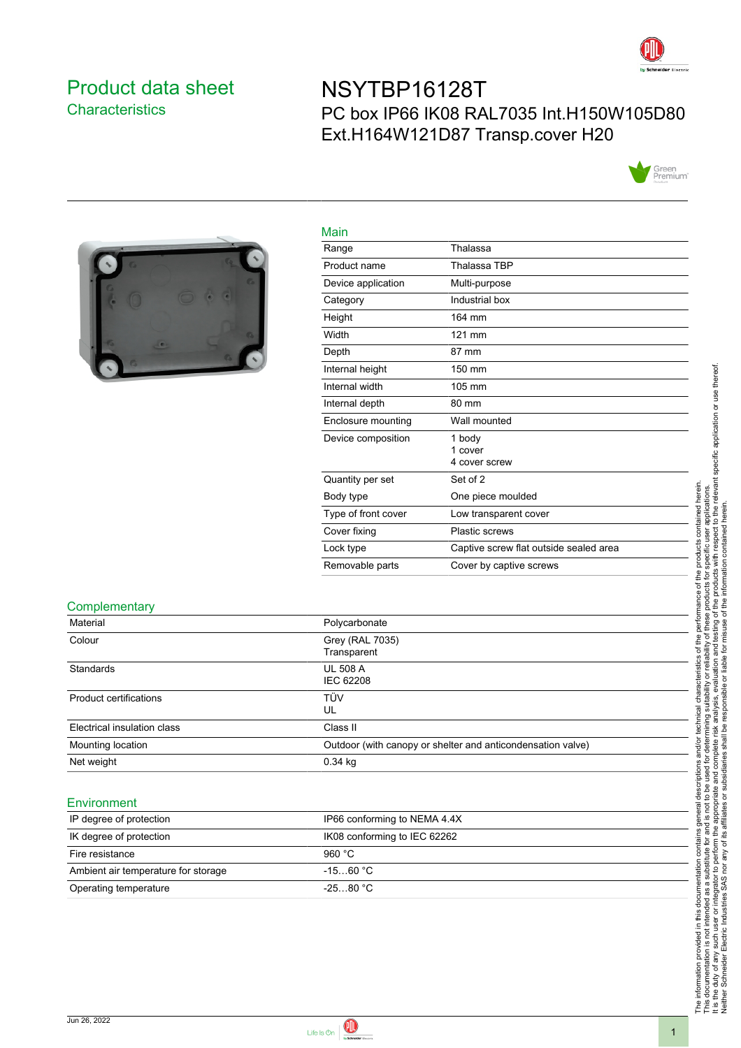# Product data sheet

## Characteristics

# NSYTBP16128T

PC box IP66 IK08 RAL7035 Int.H150W105D80 Ext.H164W121D87 Transp.cover H20

## Main

| | |
|---|---|
| Range | Thalassa |
| Product name | Thalassa TBP |
| Device application | Multi-purpose |
| Category | Industrial box |
| Height | 164 mm |
| Width | 121 mm |
| Depth | 87 mm |
| Internal height | 150 mm |
| Internal width | 105 mm |
| Internal depth | 80 mm |
| Enclosure mounting | Wall mounted |
| Device composition | 1 body<br>1 cover<br>4 cover screw |
| Quantity per set | Set of 2 |
| Body type | One piece moulded |
| Type of front cover | Low transparent cover |
| Cover fixing | Plastic screws |
| Lock type | Captive screw flat outside sealed area |
| Removable parts | Cover by captive screws |

## Complementary

| | |
|---|---|
| Material | Polycarbonate |
| Colour | Grey (RAL 7035)<br>Transparent |
| Standards | UL 508 A<br>IEC 62208 |
| Product certifications | TÜV<br>UL |
| Electrical insulation class | Class II |
| Mounting location | Outdoor (with canopy or shelter and anticondensation valve) |
| Net weight | 0.34 kg |

## Environment

| | |
|---|---|
| IP degree of protection | IP66 conforming to NEMA 4.4X |
| IK degree of protection | IK08 conforming to IEC 62262 |
| Fire resistance | 960 °C |
| Ambient air temperature for storage | -15…60 °C |
| Operating temperature | -25…80 °C |

The information provided in this documentation contains general descriptions and/or technical characteristics of the performance of the products contained herein. This documentation is not intended as a substitute for and is not to be used for determining suitability or reliability of these products for specific user applications. It is the duty of any such user or integrator to perform the appropriate and complete risk analysis, evaluation and testing of the products with respect to the relevant specific application or use thereof. Neither Schneider Electric Industries SAS nor any of its affiliates or subsidiaries shall be responsible or liable for misuse of the information contained herein.

Jun 26, 2022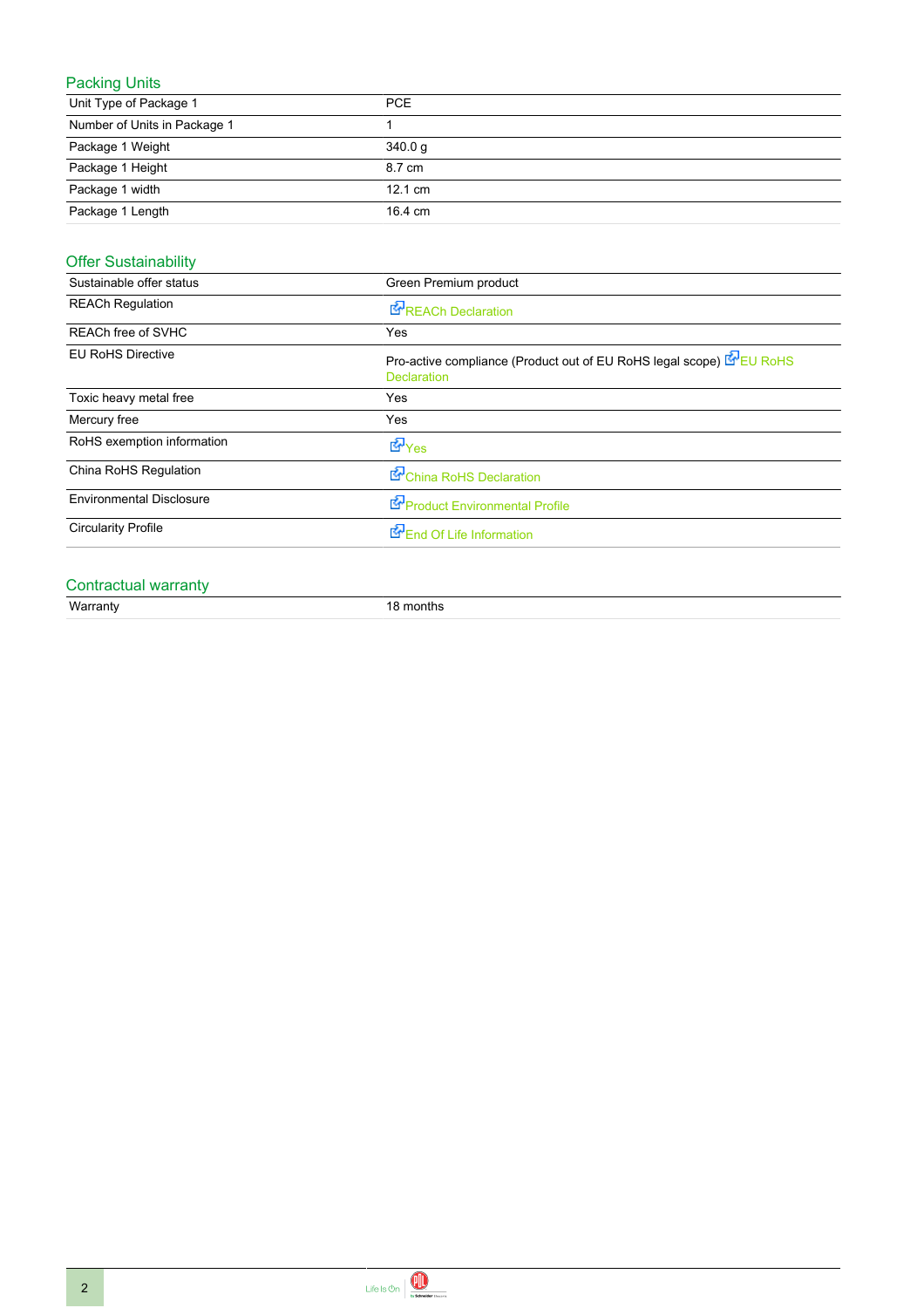## Packing Units

| | |
|---|---|
| Unit Type of Package 1 | PCE |
| Number of Units in Package 1 | 1 |
| Package 1 Weight | 340.0 g |
| Package 1 Height | 8.7 cm |
| Package 1 width | 12.1 cm |
| Package 1 Length | 16.4 cm |

## Offer Sustainability

| | |
|---|---|
| Sustainable offer status | Green Premium product |
| REACh Regulation | REACh Declaration |
| REACh free of SVHC | Yes |
| EU RoHS Directive | Pro-active compliance (Product out of EU RoHS legal scope) EU RoHS Declaration |
| Toxic heavy metal free | Yes |
| Mercury free | Yes |
| RoHS exemption information | Yes |
| China RoHS Regulation | China RoHS Declaration |
| Environmental Disclosure | Product Environmental Profile |
| Circularity Profile | End Of Life Information |

## Contractual warranty

| | |
|---|---|
| Warranty | 18 months |